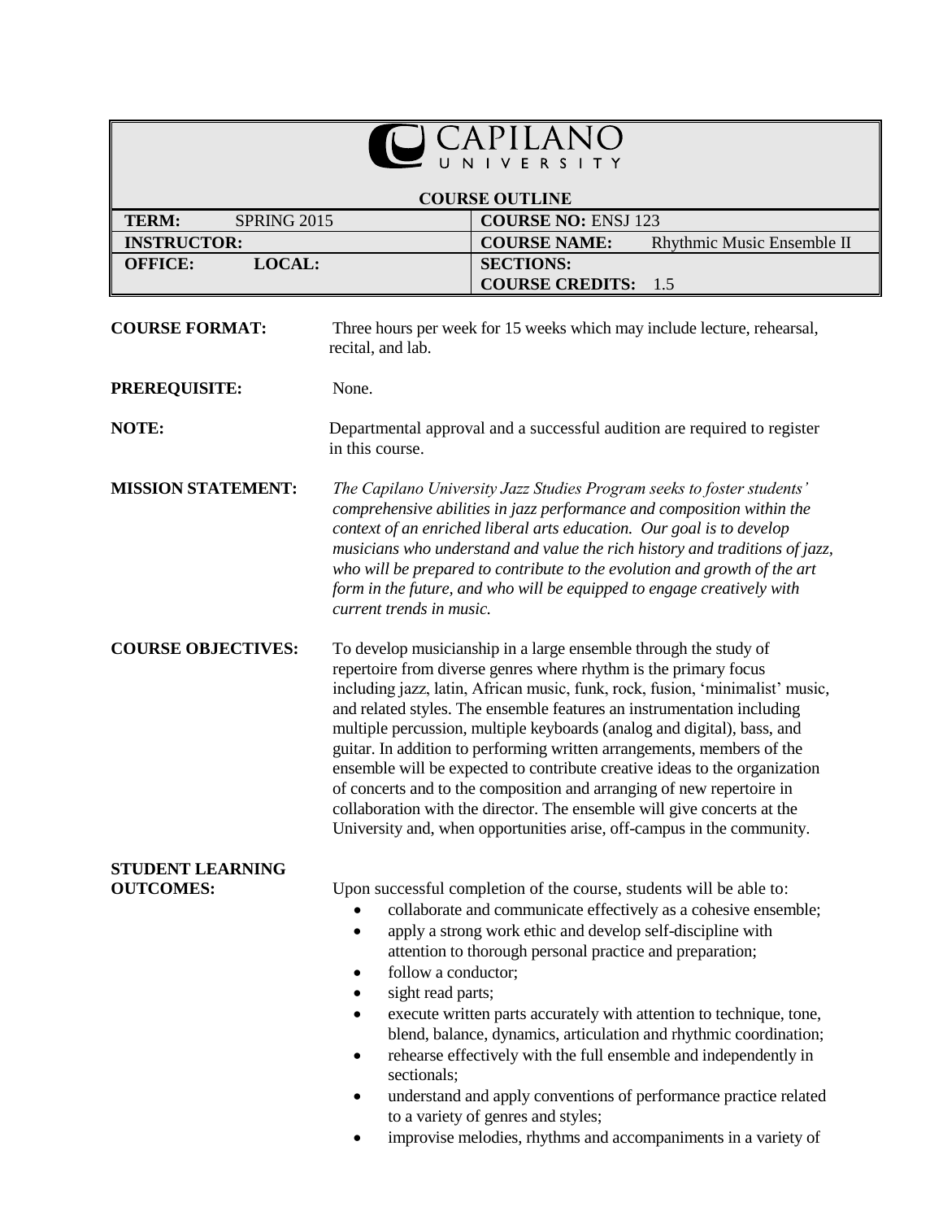# CAPILANO UNIVERSITY

**COURSE OUTLINE**

| | |
|---|---|
| **TERM:** SPRING 2015 | **COURSE NO:** ENSJ 123 |
| **INSTRUCTOR:** | **COURSE NAME:** Rhythmic Music Ensemble II |
| **OFFICE:** **LOCAL:** | **SECTIONS:** |
| | **COURSE CREDITS:** 1.5 |

**COURSE FORMAT:** Three hours per week for 15 weeks which may include lecture, rehearsal, recital, and lab.

**PREREQUISITE:** None.

**NOTE:** Departmental approval and a successful audition are required to register in this course.

**MISSION STATEMENT:** *The Capilano University Jazz Studies Program seeks to foster students' comprehensive abilities in jazz performance and composition within the context of an enriched liberal arts education. Our goal is to develop musicians who understand and value the rich history and traditions of jazz, who will be prepared to contribute to the evolution and growth of the art form in the future, and who will be equipped to engage creatively with current trends in music.*

**COURSE OBJECTIVES:** To develop musicianship in a large ensemble through the study of repertoire from diverse genres where rhythm is the primary focus including jazz, latin, African music, funk, rock, fusion, 'minimalist' music, and related styles. The ensemble features an instrumentation including multiple percussion, multiple keyboards (analog and digital), bass, and guitar. In addition to performing written arrangements, members of the ensemble will be expected to contribute creative ideas to the organization of concerts and to the composition and arranging of new repertoire in collaboration with the director. The ensemble will give concerts at the University and, when opportunities arise, off-campus in the community.

**STUDENT LEARNING OUTCOMES:** Upon successful completion of the course, students will be able to:

- collaborate and communicate effectively as a cohesive ensemble;
- apply a strong work ethic and develop self-discipline with attention to thorough personal practice and preparation;
- follow a conductor;
- sight read parts;
- execute written parts accurately with attention to technique, tone, blend, balance, dynamics, articulation and rhythmic coordination;
- rehearse effectively with the full ensemble and independently in sectionals;
- understand and apply conventions of performance practice related to a variety of genres and styles;
- improvise melodies, rhythms and accompaniments in a variety of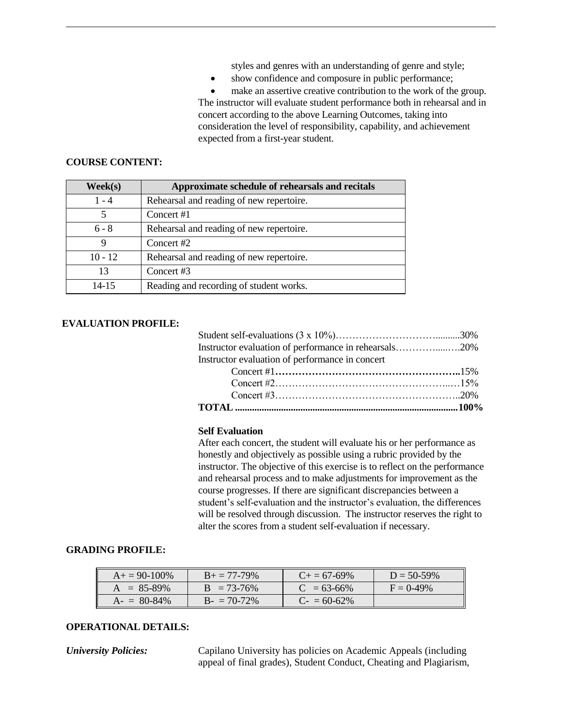styles and genres with an understanding of genre and style;

- show confidence and composure in public performance;
- make an assertive creative contribution to the work of the group.

The instructor will evaluate student performance both in rehearsal and in concert according to the above Learning Outcomes, taking into consideration the level of responsibility, capability, and achievement expected from a first-year student.

## COURSE CONTENT:

| Week(s) | Approximate schedule of rehearsals and recitals |
|---|---|
| 1 - 4 | Rehearsal and reading of new repertoire. |
| 5 | Concert #1 |
| 6 - 8 | Rehearsal and reading of new repertoire. |
| 9 | Concert #2 |
| 10 - 12 | Rehearsal and reading of new repertoire. |
| 13 | Concert #3 |
| 14-15 | Reading and recording of student works. |

## EVALUATION PROFILE:

Student self-evaluations (3 x 10%)…………………………..........30%
Instructor evaluation of performance in rehearsals…………....….20%
Instructor evaluation of performance in concert
Concert #1………………………………………………..15%
Concert #2……………………………………………..…15%
Concert #3………………………………………………..20%
**TOTAL ..........................................................................................100%**

**Self Evaluation**

After each concert, the student will evaluate his or her performance as honestly and objectively as possible using a rubric provided by the instructor. The objective of this exercise is to reflect on the performance and rehearsal process and to make adjustments for improvement as the course progresses. If there are significant discrepancies between a student's self-evaluation and the instructor's evaluation, the differences will be resolved through discussion. The instructor reserves the right to alter the scores from a student self-evaluation if necessary.

## GRADING PROFILE:

| A+ = 90-100% | B+ = 77-79% | C+ = 67-69% | D = 50-59% |
|---|---|---|---|
| A = 85-89% | B = 73-76% | C = 63-66% | F = 0-49% |
| A- = 80-84% | B- = 70-72% | C- = 60-62% | |

## OPERATIONAL DETAILS:

***University Policies:*** Capilano University has policies on Academic Appeals (including appeal of final grades), Student Conduct, Cheating and Plagiarism,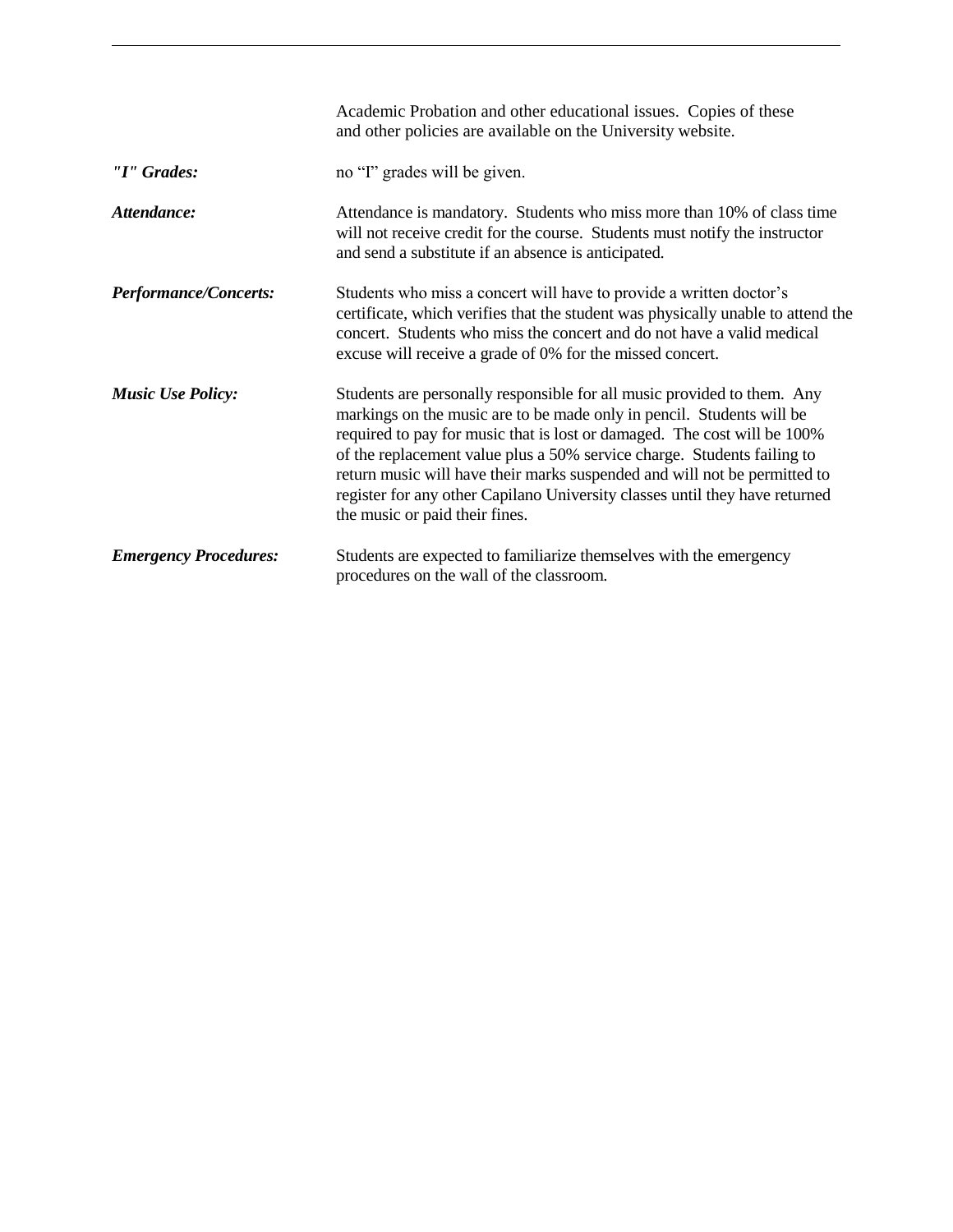Academic Probation and other educational issues. Copies of these and other policies are available on the University website.

***"I" Grades:*** no "I" grades will be given.

***Attendance:*** Attendance is mandatory. Students who miss more than 10% of class time will not receive credit for the course. Students must notify the instructor and send a substitute if an absence is anticipated.

***Performance/Concerts:*** Students who miss a concert will have to provide a written doctor's certificate, which verifies that the student was physically unable to attend the concert. Students who miss the concert and do not have a valid medical excuse will receive a grade of 0% for the missed concert.

***Music Use Policy:*** Students are personally responsible for all music provided to them. Any markings on the music are to be made only in pencil. Students will be required to pay for music that is lost or damaged. The cost will be 100% of the replacement value plus a 50% service charge. Students failing to return music will have their marks suspended and will not be permitted to register for any other Capilano University classes until they have returned the music or paid their fines.

***Emergency Procedures:*** Students are expected to familiarize themselves with the emergency procedures on the wall of the classroom.